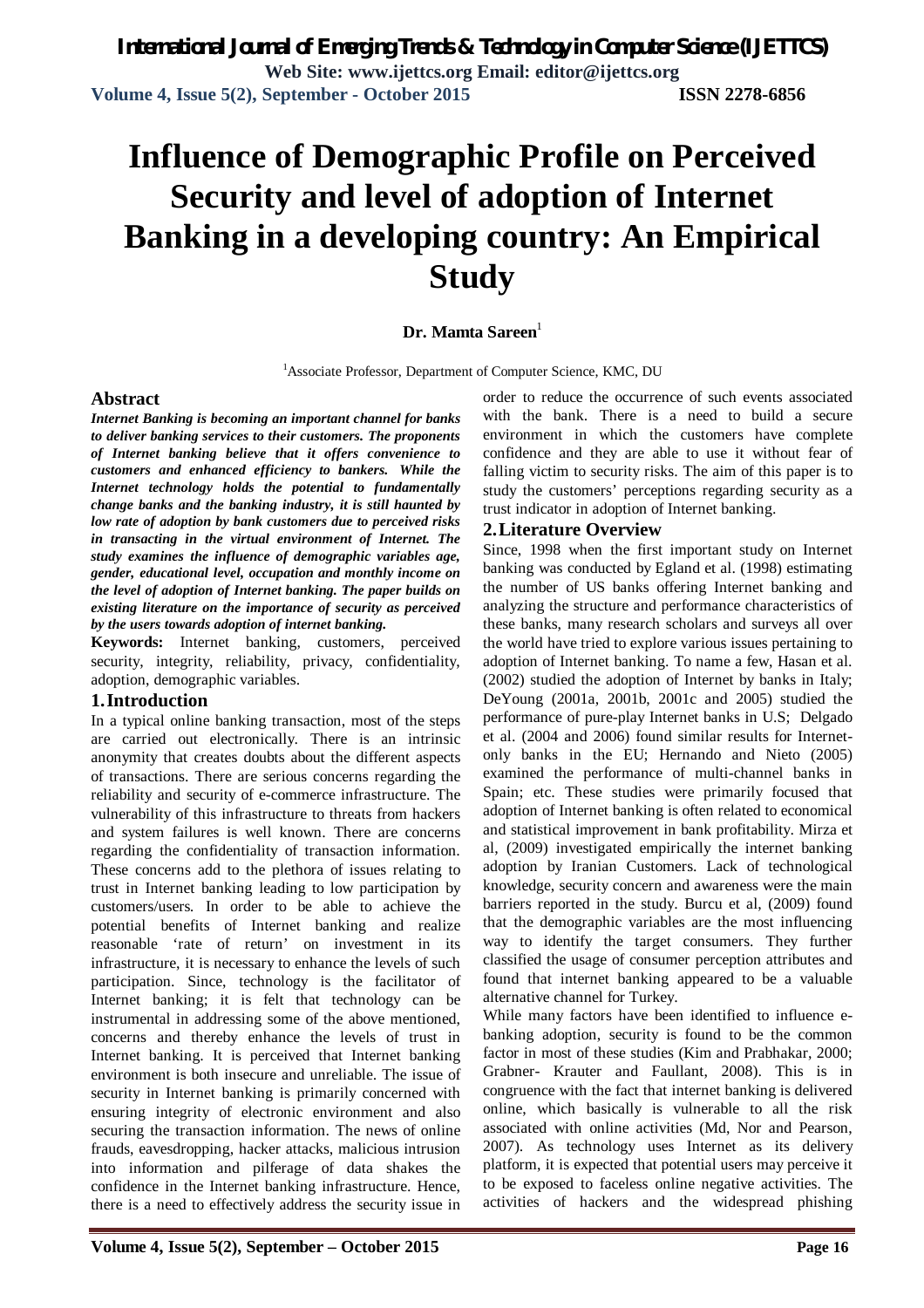# Influence of Demographic Profile on Perceived Security and level of adoption of Internet Banking in a developing country: An Empirical Study

**Dr. Mamta Sareen**[1]

[1]Associate Professor, Department of Computer Science, KMC, DU

## Abstract

***Internet Banking is becoming an important channel for banks to deliver banking services to their customers. The proponents of Internet banking believe that it offers convenience to customers and enhanced efficiency to bankers. While the Internet technology holds the potential to fundamentally change banks and the banking industry, it is still haunted by low rate of adoption by bank customers due to perceived risks in transacting in the virtual environment of Internet. The study examines the influence of demographic variables age, gender, educational level, occupation and monthly income on the level of adoption of Internet banking. The paper builds on existing literature on the importance of security as perceived by the users towards adoption of internet banking.***

**Keywords:** Internet banking, customers, perceived security, integrity, reliability, privacy, confidentiality, adoption, demographic variables.

## 1. Introduction

In a typical online banking transaction, most of the steps are carried out electronically. There is an intrinsic anonymity that creates doubts about the different aspects of transactions. There are serious concerns regarding the reliability and security of e-commerce infrastructure. The vulnerability of this infrastructure to threats from hackers and system failures is well known. There are concerns regarding the confidentiality of transaction information. These concerns add to the plethora of issues relating to trust in Internet banking leading to low participation by customers/users. In order to be able to achieve the potential benefits of Internet banking and realize reasonable 'rate of return' on investment in its infrastructure, it is necessary to enhance the levels of such participation. Since, technology is the facilitator of Internet banking; it is felt that technology can be instrumental in addressing some of the above mentioned, concerns and thereby enhance the levels of trust in Internet banking. It is perceived that Internet banking environment is both insecure and unreliable. The issue of security in Internet banking is primarily concerned with ensuring integrity of electronic environment and also securing the transaction information. The news of online frauds, eavesdropping, hacker attacks, malicious intrusion into information and pilferage of data shakes the confidence in the Internet banking infrastructure. Hence, there is a need to effectively address the security issue in order to reduce the occurrence of such events associated with the bank. There is a need to build a secure environment in which the customers have complete confidence and they are able to use it without fear of falling victim to security risks. The aim of this paper is to study the customers' perceptions regarding security as a trust indicator in adoption of Internet banking.

## 2. Literature Overview

Since, 1998 when the first important study on Internet banking was conducted by Egland et al. (1998) estimating the number of US banks offering Internet banking and analyzing the structure and performance characteristics of these banks, many research scholars and surveys all over the world have tried to explore various issues pertaining to adoption of Internet banking. To name a few, Hasan et al. (2002) studied the adoption of Internet by banks in Italy; DeYoung (2001a, 2001b, 2001c and 2005) studied the performance of pure-play Internet banks in U.S; Delgado et al. (2004 and 2006) found similar results for Internet-only banks in the EU; Hernando and Nieto (2005) examined the performance of multi-channel banks in Spain; etc. These studies were primarily focused that adoption of Internet banking is often related to economical and statistical improvement in bank profitability. Mirza et al, (2009) investigated empirically the internet banking adoption by Iranian Customers. Lack of technological knowledge, security concern and awareness were the main barriers reported in the study. Burcu et al, (2009) found that the demographic variables are the most influencing way to identify the target consumers. They further classified the usage of consumer perception attributes and found that internet banking appeared to be a valuable alternative channel for Turkey.

While many factors have been identified to influence e-banking adoption, security is found to be the common factor in most of these studies (Kim and Prabhakar, 2000; Grabner- Krauter and Faullant, 2008). This is in congruence with the fact that internet banking is delivered online, which basically is vulnerable to all the risk associated with online activities (Md, Nor and Pearson, 2007). As technology uses Internet as its delivery platform, it is expected that potential users may perceive it to be exposed to faceless online negative activities. The activities of hackers and the widespread phishing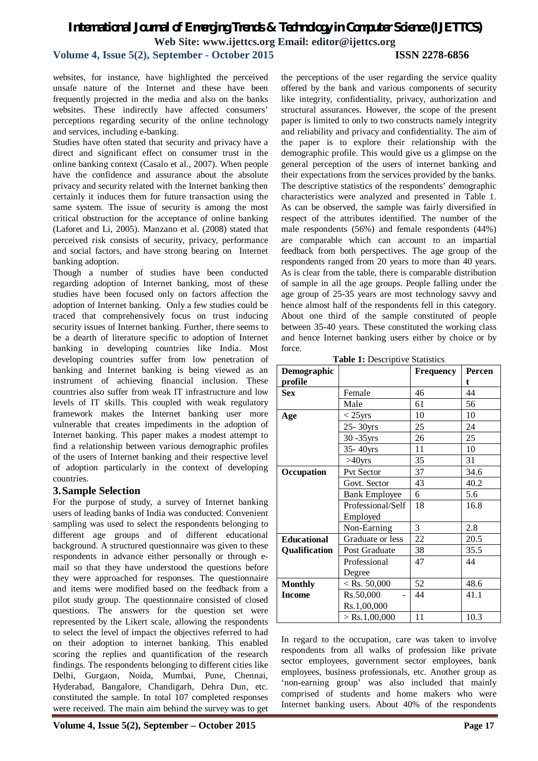websites, for instance, have highlighted the perceived unsafe nature of the Internet and these have been frequently projected in the media and also on the banks websites. These indirectly have affected consumers' perceptions regarding security of the online technology and services, including e-banking.

Studies have often stated that security and privacy have a direct and significant effect on consumer trust in the online banking context (Casalo et al., 2007). When people have the confidence and assurance about the absolute privacy and security related with the Internet banking then certainly it induces them for future transaction using the same system. The issue of security is among the most critical obstruction for the acceptance of online banking (Laforet and Li, 2005). Manzano et al. (2008) stated that perceived risk consists of security, privacy, performance and social factors, and have strong bearing on Internet banking adoption.

Though a number of studies have been conducted regarding adoption of Internet banking, most of these studies have been focused only on factors affection the adoption of Internet banking. Only a few studies could be traced that comprehensively focus on trust inducing security issues of Internet banking. Further, there seems to be a dearth of literature specific to adoption of Internet banking in developing countries like India. Most developing countries suffer from low penetration of banking and Internet banking is being viewed as an instrument of achieving financial inclusion. These countries also suffer from weak IT infrastructure and low levels of IT skills. This coupled with weak regulatory framework makes the Internet banking user more vulnerable that creates impediments in the adoption of Internet banking. This paper makes a modest attempt to find a relationship between various demographic profiles of the users of Internet banking and their respective level of adoption particularly in the context of developing countries.

## 3. Sample Selection

For the purpose of study, a survey of Internet banking users of leading banks of India was conducted. Convenient sampling was used to select the respondents belonging to different age groups and of different educational background. A structured questionnaire was given to these respondents in advance either personally or through e-mail so that they have understood the questions before they were approached for responses. The questionnaire and items were modified based on the feedback from a pilot study group. The questionnaire consisted of closed questions. The answers for the question set were represented by the Likert scale, allowing the respondents to select the level of impact the objectives referred to had on their adoption to internet banking. This enabled scoring the replies and quantification of the research findings. The respondents belonging to different cities like Delhi, Gurgaon, Noida, Mumbai, Pune, Chennai, Hyderabad, Bangalore, Chandigarh, Dehra Dun, etc. constituted the sample. In total 107 completed responses were received. The main aim behind the survey was to get the perceptions of the user regarding the service quality offered by the bank and various components of security like integrity, confidentiality, privacy, authorization and structural assurances. However, the scope of the present paper is limited to only to two constructs namely integrity and reliability and privacy and confidentiality. The aim of the paper is to explore their relationship with the demographic profile. This would give us a glimpse on the general perception of the users of internet banking and their expectations from the services provided by the banks. The descriptive statistics of the respondents' demographic characteristics were analyzed and presented in Table 1. As can be observed, the sample was fairly diversified in respect of the attributes identified. The number of the male respondents (56%) and female respondents (44%) are comparable which can account to an impartial feedback from both perspectives. The age group of the respondents ranged from 20 years to more than 40 years. As is clear from the table, there is comparable distribution of sample in all the age groups. People falling under the age group of 25-35 years are most technology savvy and hence almost half of the respondents fell in this category. About one third of the sample constituted of people between 35-40 years. These constituted the working class and hence Internet banking users either by choice or by force.

**Table 1:** Descriptive Statistics

| Demographic profile | | Frequency | Percent |
|---|---|---|---|
| **Sex** | Female | 46 | 44 |
| | Male | 61 | 56 |
| **Age** | < 25yrs | 10 | 10 |
| | 25- 30yrs | 25 | 24 |
| | 30 -35yrs | 26 | 25 |
| | 35- 40yrs | 11 | 10 |
| | >40yrs | 35 | 31 |
| **Occupation** | Pvt Sector | 37 | 34.6 |
| | Govt. Sector | 43 | 40.2 |
| | Bank Employee | 6 | 5.6 |
| | Professional/Self Employed | 18 | 16.8 |
| | Non-Earning | 3 | 2.8 |
| **Educational Qualification** | Graduate or less | 22 | 20.5 |
| | Post Graduate | 38 | 35.5 |
| | Professional Degree | 47 | 44 |
| **Monthly Income** | < Rs. 50,000 | 52 | 48.6 |
| | Rs.50,000 - Rs.1,00,000 | 44 | 41.1 |
| | > Rs.1,00,000 | 11 | 10.3 |

In regard to the occupation, care was taken to involve respondents from all walks of profession like private sector employees, government sector employees, bank employees, business professionals, etc. Another group as 'non-earning group' was also included that mainly comprised of students and home makers who were Internet banking users. About 40% of the respondents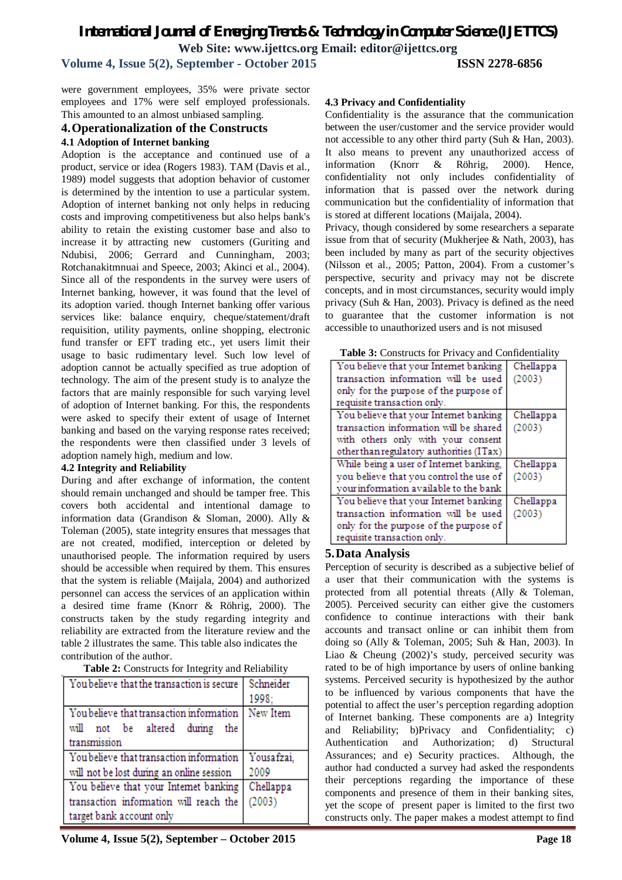were government employees, 35% were private sector employees and 17% were self employed professionals. This amounted to an almost unbiased sampling.

## 4. Operationalization of the Constructs

### 4.1 Adoption of Internet banking

Adoption is the acceptance and continued use of a product, service or idea (Rogers 1983). TAM (Davis et al., 1989) model suggests that adoption behavior of customer is determined by the intention to use a particular system. Adoption of internet banking not only helps in reducing costs and improving competitiveness but also helps bank's ability to retain the existing customer base and also to increase it by attracting new customers (Guriting and Ndubisi, 2006; Gerrard and Cunningham, 2003; Rotchanakitmnuai and Speece, 2003; Akinci et al., 2004). Since all of the respondents in the survey were users of Internet banking, however, it was found that the level of its adoption varied. though Internet banking offer various services like: balance enquiry, cheque/statement/draft requisition, utility payments, online shopping, electronic fund transfer or EFT trading etc., yet users limit their usage to basic rudimentary level. Such low level of adoption cannot be actually specified as true adoption of technology. The aim of the present study is to analyze the factors that are mainly responsible for such varying level of adoption of Internet banking. For this, the respondents were asked to specify their extent of usage of Internet banking and based on the varying response rates received; the respondents were then classified under 3 levels of adoption namely high, medium and low.

### 4.2 Integrity and Reliability

During and after exchange of information, the content should remain unchanged and should be tamper free. This covers both accidental and intentional damage to information data (Grandison & Sloman, 2000). Ally & Toleman (2005), state integrity ensures that messages that are not created, modified, interception or deleted by unauthorised people. The information required by users should be accessible when required by them. This ensures that the system is reliable (Maijala, 2004) and authorized personnel can access the services of an application within a desired time frame (Knorr & Röhrig, 2000). The constructs taken by the study regarding integrity and reliability are extracted from the literature review and the table 2 illustrates the same. This table also indicates the contribution of the author.

**Table 2:** Constructs for Integrity and Reliability

| Construct | Source |
|---|---|
| You believe that the transaction is secure | Schneider 1998; |
| You believe that transaction information will not be altered during the transmission | New Item |
| You believe that transaction information will not be lost during an online session | Yousafzai, 2009 |
| You believe that your Internet banking transaction information will reach the target bank account only | Chellappa (2003) |

### 4.3 Privacy and Confidentiality

Confidentiality is the assurance that the communication between the user/customer and the service provider would not accessible to any other third party (Suh & Han, 2003). It also means to prevent any unauthorized access of information (Knorr & Röhrig, 2000). Hence, confidentiality not only includes confidentiality of information that is passed over the network during communication but the confidentiality of information that is stored at different locations (Maijala, 2004).

Privacy, though considered by some researchers a separate issue from that of security (Mukherjee & Nath, 2003), has been included by many as part of the security objectives (Nilsson et al., 2005; Patton, 2004). From a customer's perspective, security and privacy may not be discrete concepts, and in most circumstances, security would imply privacy (Suh & Han, 2003). Privacy is defined as the need to guarantee that the customer information is not accessible to unauthorized users and is not misused

**Table 3:** Constructs for Privacy and Confidentiality

| Construct | Source |
|---|---|
| You believe that your Internet banking transaction information will be used only for the purpose of the purpose of requisite transaction only. | Chellappa (2003) |
| You believe that your Internet banking transaction information will be shared with others only with your consent other than regulatory authorities (ITax) | Chellappa (2003) |
| While being a user of Internet banking, you believe that you control the use of your information available to the bank | Chellappa (2003) |
| You believe that your Internet banking transaction information will be used only for the purpose of the purpose of requisite transaction only. | Chellappa (2003) |

## 5. Data Analysis

Perception of security is described as a subjective belief of a user that their communication with the systems is protected from all potential threats (Ally & Toleman, 2005). Perceived security can either give the customers confidence to continue interactions with their bank accounts and transact online or can inhibit them from doing so (Ally & Toleman, 2005; Suh & Han, 2003). In Liao & Cheung (2002)'s study, perceived security was rated to be of high importance by users of online banking systems. Perceived security is hypothesized by the author to be influenced by various components that have the potential to affect the user's perception regarding adoption of Internet banking. These components are a) Integrity and Reliability; b)Privacy and Confidentiality; c) Authentication and Authorization; d) Structural Assurances; and e) Security practices. Although, the author had conducted a survey had asked the respondents their perceptions regarding the importance of these components and presence of them in their banking sites, yet the scope of present paper is limited to the first two constructs only. The paper makes a modest attempt to find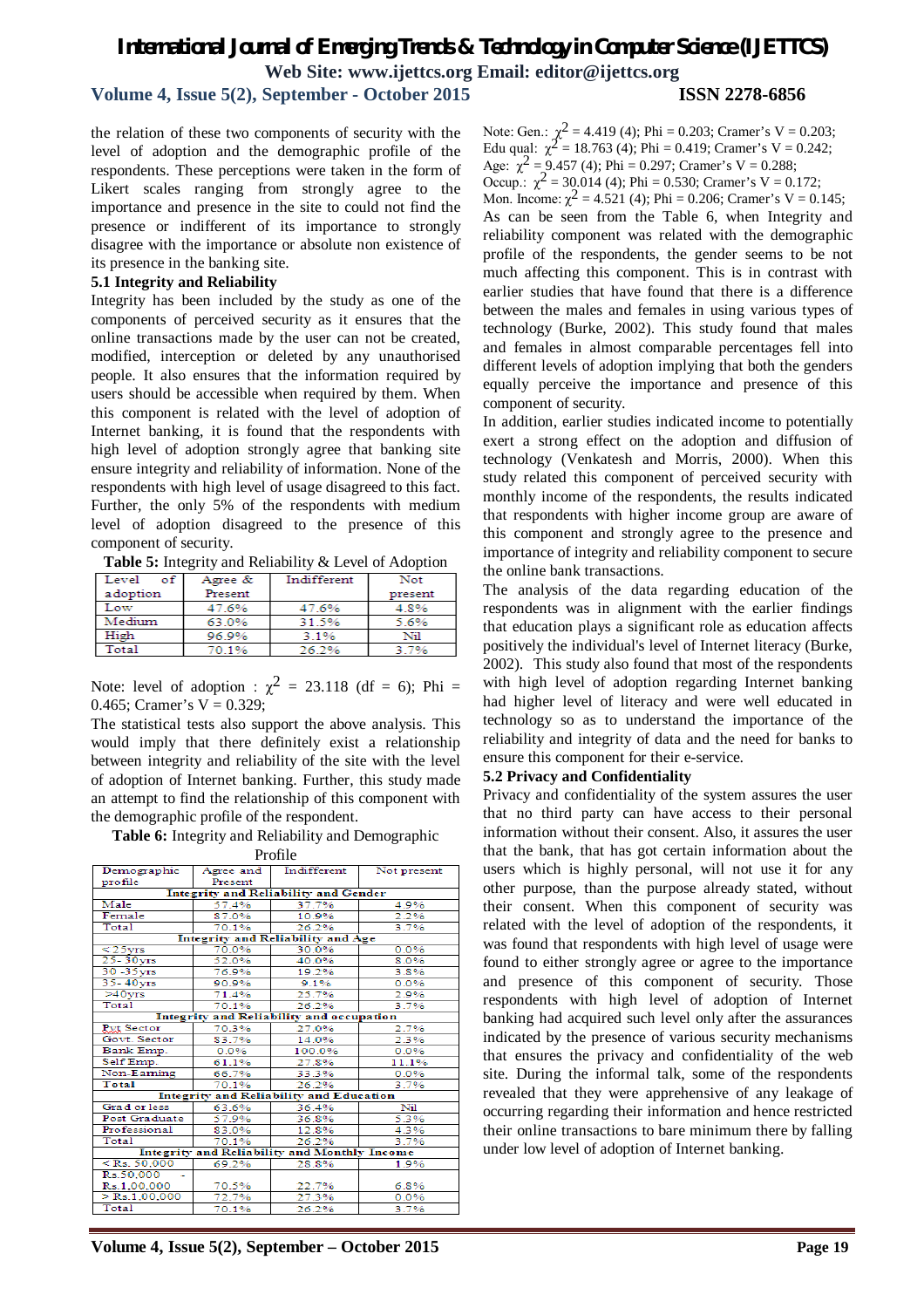the relation of these two components of security with the level of adoption and the demographic profile of the respondents. These perceptions were taken in the form of Likert scales ranging from strongly agree to the importance and presence in the site to could not find the presence or indifferent of its importance to strongly disagree with the importance or absolute non existence of its presence in the banking site.

### 5.1 Integrity and Reliability

Integrity has been included by the study as one of the components of perceived security as it ensures that the online transactions made by the user can not be created, modified, interception or deleted by any unauthorised people. It also ensures that the information required by users should be accessible when required by them. When this component is related with the level of adoption of Internet banking, it is found that the respondents with high level of adoption strongly agree that banking site ensure integrity and reliability of information. None of the respondents with high level of usage disagreed to this fact. Further, the only 5% of the respondents with medium level of adoption disagreed to the presence of this component of security.

**Table 5:** Integrity and Reliability & Level of Adoption

| Level of adoption | Agree & Present | Indifferent | Not present |
|---|---|---|---|
| Low | 47.6% | 47.6% | 4.8% |
| Medium | 63.0% | 31.5% | 5.6% |
| High | 96.9% | 3.1% | Nil |
| Total | 70.1% | 26.2% | 3.7% |

Note: level of adoption : $\chi^2$ = 23.118 (df = 6); Phi = 0.465; Cramer's V = 0.329;

The statistical tests also support the above analysis. This would imply that there definitely exist a relationship between integrity and reliability of the site with the level of adoption of Internet banking. Further, this study made an attempt to find the relationship of this component with the demographic profile of the respondent.

**Table 6:** Integrity and Reliability and Demographic Profile

| Demographic profile | Agree and Present | Indifferent | Not present |
|---|---|---|---|
| **Integrity and Reliability and Gender** | | | |
| Male | 57.4% | 37.7% | 4.9% |
| Female | 87.0% | 10.9% | 2.2% |
| Total | 70.1% | 26.2% | 3.7% |
| **Integrity and Reliability and Age** | | | |
| <25yrs | 70.0% | 30.0% | 0.0% |
| 25-30yrs | 52.0% | 40.0% | 8.0% |
| 30-35yrs | 76.9% | 19.2% | 3.8% |
| 35-40yrs | 90.9% | 9.1% | 0.0% |
| >40yrs | 71.4% | 25.7% | 2.9% |
| Total | 70.1% | 26.2% | 3.7% |
| **Integrity and Reliability and occupation** | | | |
| Pvt Sector | 70.3% | 27.0% | 2.7% |
| Govt. Sector | 83.7% | 14.0% | 2.3% |
| Bank Emp. | 0.0% | 100.0% | 0.0% |
| Self Emp. | 61.1% | 27.8% | 11.1% |
| Non-Earning | 66.7% | 33.3% | 0.0% |
| Total | 70.1% | 26.2% | 3.7% |
| **Integrity and Reliability and Education** | | | |
| Grad or less | 63.6% | 36.4% | Nil |
| Post Graduate | 57.9% | 36.8% | 5.3% |
| Professional | 83.0% | 12.8% | 4.3% |
| Total | 70.1% | 26.2% | 3.7% |
| **Integrity and Reliability and Monthly Income** | | | |
| < Rs. 50,000 | 69.2% | 28.8% | 1.9% |
| Rs.50,000 - Rs.1,00,000 | 70.5% | 22.7% | 6.8% |
| > Rs.1,00,000 | 72.7% | 27.3% | 0.0% |
| Total | 70.1% | 26.2% | 3.7% |

Note: Gen.: $\chi^2$ = 4.419 (4); Phi = 0.203; Cramer's V = 0.203;
Edu qual: $\chi^2$ = 18.763 (4); Phi = 0.419; Cramer's V = 0.242;
Age: $\chi^2$ = 9.457 (4); Phi = 0.297; Cramer's V = 0.288;
Occup.: $\chi^2$ = 30.014 (4); Phi = 0.530; Cramer's V = 0.172;
Mon. Income: $\chi^2$ = 4.521 (4); Phi = 0.206; Cramer's V = 0.145;

As can be seen from the Table 6, when Integrity and reliability component was related with the demographic profile of the respondents, the gender seems to be not much affecting this component. This is in contrast with earlier studies that have found that there is a difference between the males and females in using various types of technology (Burke, 2002). This study found that males and females in almost comparable percentages fell into different levels of adoption implying that both the genders equally perceive the importance and presence of this component of security.

In addition, earlier studies indicated income to potentially exert a strong effect on the adoption and diffusion of technology (Venkatesh and Morris, 2000). When this study related this component of perceived security with monthly income of the respondents, the results indicated that respondents with higher income group are aware of this component and strongly agree to the presence and importance of integrity and reliability component to secure the online bank transactions.

The analysis of the data regarding education of the respondents was in alignment with the earlier findings that education plays a significant role as education affects positively the individual's level of Internet literacy (Burke, 2002). This study also found that most of the respondents with high level of adoption regarding Internet banking had higher level of literacy and were well educated in technology so as to understand the importance of the reliability and integrity of data and the need for banks to ensure this component for their e-service.

### 5.2 Privacy and Confidentiality

Privacy and confidentiality of the system assures the user that no third party can have access to their personal information without their consent. Also, it assures the user that the bank, that has got certain information about the users which is highly personal, will not use it for any other purpose, than the purpose already stated, without their consent. When this component of security was related with the level of adoption of the respondents, it was found that respondents with high level of usage were found to either strongly agree or agree to the importance and presence of this component of security. Those respondents with high level of adoption of Internet banking had acquired such level only after the assurances indicated by the presence of various security mechanisms that ensures the privacy and confidentiality of the web site. During the informal talk, some of the respondents revealed that they were apprehensive of any leakage of occurring regarding their information and hence restricted their online transactions to bare minimum there by falling under low level of adoption of Internet banking.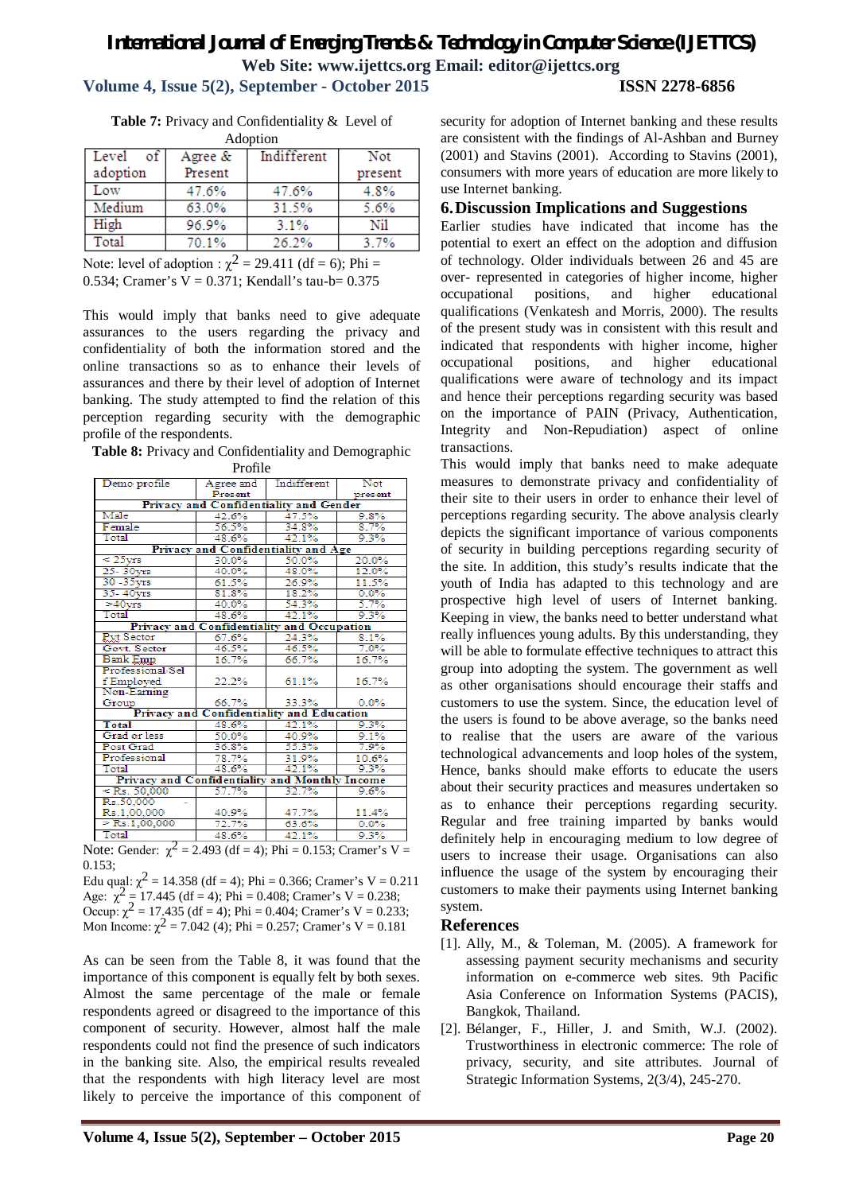**Table 7:** Privacy and Confidentiality & Level of Adoption

| Level of adoption | Agree & Present | Indifferent | Not present |
|---|---|---|---|
| Low | 47.6% | 47.6% | 4.8% |
| Medium | 63.0% | 31.5% | 5.6% |
| High | 96.9% | 3.1% | Nil |
| Total | 70.1% | 26.2% | 3.7% |

Note: level of adoption : $\chi^2$ = 29.411 (df = 6); Phi = 0.534; Cramer's V = 0.371; Kendall's tau-b= 0.375

This would imply that banks need to give adequate assurances to the users regarding the privacy and confidentiality of both the information stored and the online transactions so as to enhance their levels of assurances and there by their level of adoption of Internet banking. The study attempted to find the relation of this perception regarding security with the demographic profile of the respondents.

**Table 8:** Privacy and Confidentiality and Demographic Profile

| Demo profile | Agree and Present | Indifferent | Not present |
|---|---|---|---|
| **Privacy and Confidentiality and Gender** | | | |
| Male | 42.6% | 47.5% | 9.8% |
| Female | 56.5% | 34.8% | 8.7% |
| Total | 48.6% | 42.1% | 9.3% |
| **Privacy and Confidentiality and Age** | | | |
| < 25yrs | 30.0% | 50.0% | 20.0% |
| 25- 30yrs | 40.0% | 48.0% | 12.0% |
| 30 -35yrs | 61.5% | 26.9% | 11.5% |
| 35- 40yrs | 81.8% | 18.2% | 0.0% |
| >40yrs | 40.0% | 54.3% | 5.7% |
| Total | 48.6% | 42.1% | 9.3% |
| **Privacy and Confidentiality and Occupation** | | | |
| Pvt Sector | 67.6% | 24.3% | 8.1% |
| Govt. Sector | 46.5% | 46.5% | 7.0% |
| Bank Emp | 16.7% | 66.7% | 16.7% |
| Professional/Self Employed | 22.2% | 61.1% | 16.7% |
| Non-Earning Group | 66.7% | 33.3% | 0.0% |
| **Privacy and Confidentiality and Education** | | | |
| Total | 48.6% | 42.1% | 9.3% |
| Grad or less | 50.0% | 40.9% | 9.1% |
| Post Grad | 36.8% | 55.3% | 7.9% |
| Professional | 78.7% | 31.9% | 10.6% |
| Total | 48.6% | 42.1% | 9.3% |
| **Privacy and Confidentiality and Monthly Income** | | | |
| < Rs. 50,000 | 57.7% | 32.7% | 9.6% |
| Rs.50,000 - Rs.1,00,000 | 40.9% | 47.7% | 11.4% |
| > Rs.1,00,000 | 72.7% | 63.6% | 0.0% |
| Total | 48.6% | 42.1% | 9.3% |

Note: Gender: $\chi^2$ = 2.493 (df = 4); Phi = 0.153; Cramer's V = 0.153;
Edu qual: $\chi^2$ = 14.358 (df = 4); Phi = 0.366; Cramer's V = 0.211
Age: $\chi^2$ = 17.445 (df = 4); Phi = 0.408; Cramer's V = 0.238;
Occup: $\chi^2$ = 17.435 (df = 4); Phi = 0.404; Cramer's V = 0.233;
Mon Income: $\chi^2$ = 7.042 (4); Phi = 0.257; Cramer's V = 0.181

As can be seen from the Table 8, it was found that the importance of this component is equally felt by both sexes. Almost the same percentage of the male or female respondents agreed or disagreed to the importance of this component of security. However, almost half the male respondents could not find the presence of such indicators in the banking site. Also, the empirical results revealed that the respondents with high literacy level are most likely to perceive the importance of this component of security for adoption of Internet banking and these results are consistent with the findings of Al-Ashban and Burney (2001) and Stavins (2001). According to Stavins (2001), consumers with more years of education are more likely to use Internet banking.

## 6. Discussion Implications and Suggestions

Earlier studies have indicated that income has the potential to exert an effect on the adoption and diffusion of technology. Older individuals between 26 and 45 are over- represented in categories of higher income, higher occupational positions, and higher educational qualifications (Venkatesh and Morris, 2000). The results of the present study was in consistent with this result and indicated that respondents with higher income, higher occupational positions, and higher educational qualifications were aware of technology and its impact and hence their perceptions regarding security was based on the importance of PAIN (Privacy, Authentication, Integrity and Non-Repudiation) aspect of online transactions.

This would imply that banks need to make adequate measures to demonstrate privacy and confidentiality of their site to their users in order to enhance their level of perceptions regarding security. The above analysis clearly depicts the significant importance of various components of security in building perceptions regarding security of the site. In addition, this study's results indicate that the youth of India has adapted to this technology and are prospective high level of users of Internet banking. Keeping in view, the banks need to better understand what really influences young adults. By this understanding, they will be able to formulate effective techniques to attract this group into adopting the system. The government as well as other organisations should encourage their staffs and customers to use the system. Since, the education level of the users is found to be above average, so the banks need to realise that the users are aware of the various technological advancements and loop holes of the system, Hence, banks should make efforts to educate the users about their security practices and measures undertaken so as to enhance their perceptions regarding security. Regular and free training imparted by banks would definitely help in encouraging medium to low degree of users to increase their usage. Organisations can also influence the usage of the system by encouraging their customers to make their payments using Internet banking system.

## References

[1]. Ally, M., & Toleman, M. (2005). A framework for assessing payment security mechanisms and security information on e-commerce web sites. 9th Pacific Asia Conference on Information Systems (PACIS), Bangkok, Thailand.

[2]. Bélanger, F., Hiller, J. and Smith, W.J. (2002). Trustworthiness in electronic commerce: The role of privacy, security, and site attributes. Journal of Strategic Information Systems, 2(3/4), 245-270.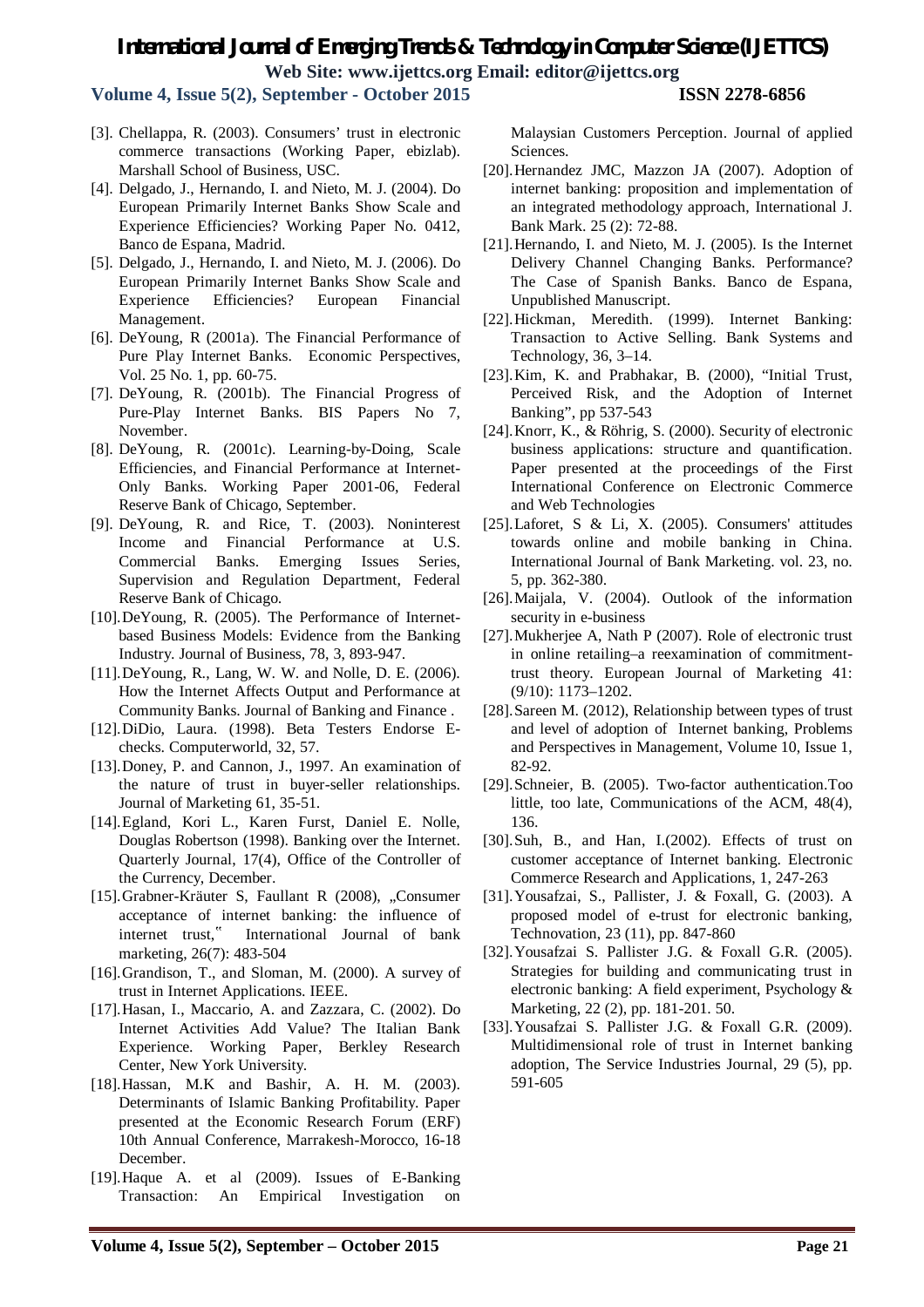[3]. Chellappa, R. (2003). Consumers' trust in electronic commerce transactions (Working Paper, ebizlab). Marshall School of Business, USC.

[4]. Delgado, J., Hernando, I. and Nieto, M. J. (2004). Do European Primarily Internet Banks Show Scale and Experience Efficiencies? Working Paper No. 0412, Banco de Espana, Madrid.

[5]. Delgado, J., Hernando, I. and Nieto, M. J. (2006). Do European Primarily Internet Banks Show Scale and Experience Efficiencies? European Financial Management.

[6]. DeYoung, R (2001a). The Financial Performance of Pure Play Internet Banks. Economic Perspectives, Vol. 25 No. 1, pp. 60-75.

[7]. DeYoung, R. (2001b). The Financial Progress of Pure-Play Internet Banks. BIS Papers No 7, November.

[8]. DeYoung, R. (2001c). Learning-by-Doing, Scale Efficiencies, and Financial Performance at Internet-Only Banks. Working Paper 2001-06, Federal Reserve Bank of Chicago, September.

[9]. DeYoung, R. and Rice, T. (2003). Noninterest Income and Financial Performance at U.S. Commercial Banks. Emerging Issues Series, Supervision and Regulation Department, Federal Reserve Bank of Chicago.

[10]. DeYoung, R. (2005). The Performance of Internet-based Business Models: Evidence from the Banking Industry. Journal of Business, 78, 3, 893-947.

[11]. DeYoung, R., Lang, W. W. and Nolle, D. E. (2006). How the Internet Affects Output and Performance at Community Banks. Journal of Banking and Finance .

[12]. DiDio, Laura. (1998). Beta Testers Endorse E-checks. Computerworld, 32, 57.

[13]. Doney, P. and Cannon, J., 1997. An examination of the nature of trust in buyer-seller relationships. Journal of Marketing 61, 35-51.

[14]. Egland, Kori L., Karen Furst, Daniel E. Nolle, Douglas Robertson (1998). Banking over the Internet. Quarterly Journal, 17(4), Office of the Controller of the Currency, December.

[15]. Grabner-Kräuter S, Faullant R (2008), „Consumer acceptance of internet banking: the influence of internet trust," International Journal of bank marketing, 26(7): 483-504

[16]. Grandison, T., and Sloman, M. (2000). A survey of trust in Internet Applications. IEEE.

[17]. Hasan, I., Maccario, A. and Zazzara, C. (2002). Do Internet Activities Add Value? The Italian Bank Experience. Working Paper, Berkley Research Center, New York University.

[18]. Hassan, M.K and Bashir, A. H. M. (2003). Determinants of Islamic Banking Profitability. Paper presented at the Economic Research Forum (ERF) 10th Annual Conference, Marrakesh-Morocco, 16-18 December.

[19]. Haque A. et al (2009). Issues of E-Banking Transaction: An Empirical Investigation on Malaysian Customers Perception. Journal of applied Sciences.

[20]. Hernandez JMC, Mazzon JA (2007). Adoption of internet banking: proposition and implementation of an integrated methodology approach, International J. Bank Mark. 25 (2): 72-88.

[21]. Hernando, I. and Nieto, M. J. (2005). Is the Internet Delivery Channel Changing Banks. Performance? The Case of Spanish Banks. Banco de Espana, Unpublished Manuscript.

[22]. Hickman, Meredith. (1999). Internet Banking: Transaction to Active Selling. Bank Systems and Technology, 36, 3–14.

[23]. Kim, K. and Prabhakar, B. (2000), "Initial Trust, Perceived Risk, and the Adoption of Internet Banking", pp 537-543

[24]. Knorr, K., & Röhrig, S. (2000). Security of electronic business applications: structure and quantification. Paper presented at the proceedings of the First International Conference on Electronic Commerce and Web Technologies

[25]. Laforet, S & Li, X. (2005). Consumers' attitudes towards online and mobile banking in China. International Journal of Bank Marketing. vol. 23, no. 5, pp. 362-380.

[26]. Maijala, V. (2004). Outlook of the information security in e-business

[27]. Mukherjee A, Nath P (2007). Role of electronic trust in online retailing–a reexamination of commitment-trust theory. European Journal of Marketing 41: (9/10): 1173–1202.

[28]. Sareen M. (2012), Relationship between types of trust and level of adoption of Internet banking, Problems and Perspectives in Management, Volume 10, Issue 1, 82-92.

[29]. Schneier, B. (2005). Two-factor authentication.Too little, too late, Communications of the ACM, 48(4), 136.

[30]. Suh, B., and Han, I.(2002). Effects of trust on customer acceptance of Internet banking. Electronic Commerce Research and Applications, 1, 247-263

[31]. Yousafzai, S., Pallister, J. & Foxall, G. (2003). A proposed model of e-trust for electronic banking, Technovation, 23 (11), pp. 847-860

[32]. Yousafzai S. Pallister J.G. & Foxall G.R. (2005). Strategies for building and communicating trust in electronic banking: A field experiment, Psychology & Marketing, 22 (2), pp. 181-201. 50.

[33]. Yousafzai S. Pallister J.G. & Foxall G.R. (2009). Multidimensional role of trust in Internet banking adoption, The Service Industries Journal, 29 (5), pp. 591-605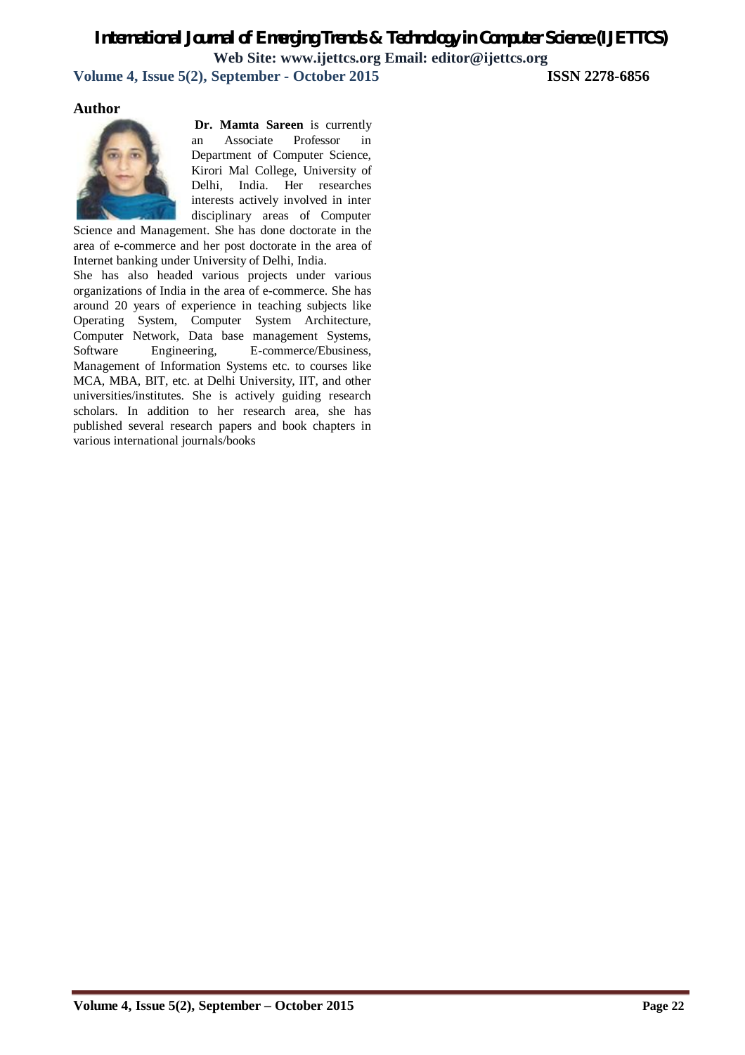## Author

**Dr. Mamta Sareen** is currently an Associate Professor in Department of Computer Science, Kirori Mal College, University of Delhi, India. Her researches interests actively involved in inter disciplinary areas of Computer Science and Management. She has done doctorate in the area of e-commerce and her post doctorate in the area of Internet banking under University of Delhi, India.

She has also headed various projects under various organizations of India in the area of e-commerce. She has around 20 years of experience in teaching subjects like Operating System, Computer System Architecture, Computer Network, Data base management Systems, Software Engineering, E-commerce/Ebusiness, Management of Information Systems etc. to courses like MCA, MBA, BIT, etc. at Delhi University, IIT, and other universities/institutes. She is actively guiding research scholars. In addition to her research area, she has published several research papers and book chapters in various international journals/books